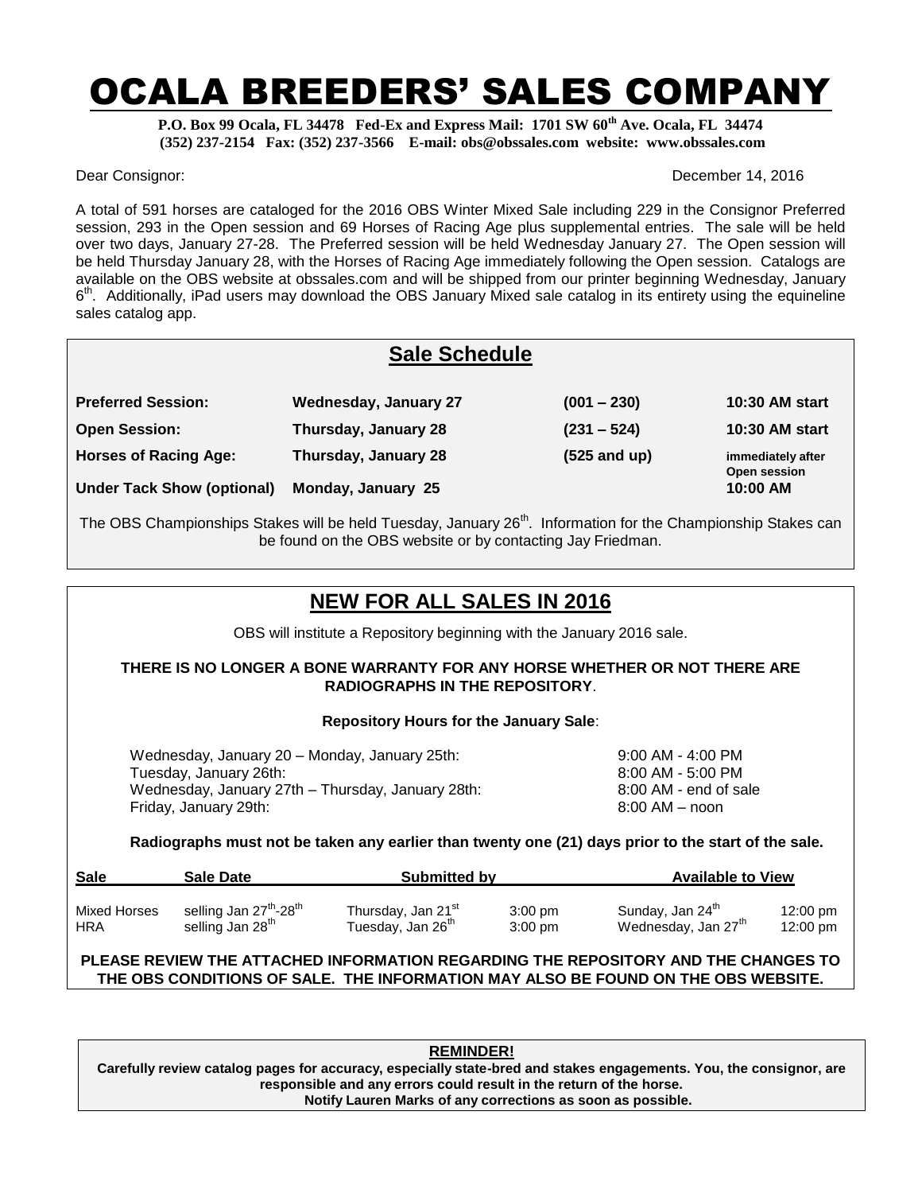# OCALA BREEDERS' SALES COMPANY

**P.O. Box 99 Ocala, FL 34478 Fed-Ex and Express Mail: 1701 SW 60th Ave. Ocala, FL 34474**
**(352) 237-2154 Fax: (352) 237-3566 E-mail: obs@obssales.com website: www.obssales.com**

Dear Consignor: December 14, 2016

A total of 591 horses are cataloged for the 2016 OBS Winter Mixed Sale including 229 in the Consignor Preferred session, 293 in the Open session and 69 Horses of Racing Age plus supplemental entries. The sale will be held over two days, January 27-28. The Preferred session will be held Wednesday January 27. The Open session will be held Thursday January 28, with the Horses of Racing Age immediately following the Open session. Catalogs are available on the OBS website at obssales.com and will be shipped from our printer beginning Wednesday, January 6th. Additionally, iPad users may download the OBS January Mixed sale catalog in its entirety using the equineline sales catalog app.

## Sale Schedule

| | | | |
|---|---|---|---|
| **Preferred Session:** | **Wednesday, January 27** | **(001 – 230)** | **10:30 AM start** |
| **Open Session:** | **Thursday, January 28** | **(231 – 524)** | **10:30 AM start** |
| **Horses of Racing Age:** | **Thursday, January 28** | **(525 and up)** | **immediately after Open session** |
| **Under Tack Show (optional)** | **Monday, January 25** | | **10:00 AM** |

The OBS Championships Stakes will be held Tuesday, January 26th. Information for the Championship Stakes can be found on the OBS website or by contacting Jay Friedman.

## NEW FOR ALL SALES IN 2016

OBS will institute a Repository beginning with the January 2016 sale.

**THERE IS NO LONGER A BONE WARRANTY FOR ANY HORSE WHETHER OR NOT THERE ARE RADIOGRAPHS IN THE REPOSITORY**.

**Repository Hours for the January Sale**:

| | |
|---|---|
| Wednesday, January 20 – Monday, January 25th: | 9:00 AM - 4:00 PM |
| Tuesday, January 26th: | 8:00 AM - 5:00 PM |
| Wednesday, January 27th – Thursday, January 28th: | 8:00 AM - end of sale |
| Friday, January 29th: | 8:00 AM – noon |

**Radiographs must not be taken any earlier than twenty one (21) days prior to the start of the sale.**

| Sale | Sale Date | Submitted by | | Available to View | |
|---|---|---|---|---|---|
| Mixed Horses | selling Jan 27th-28th | Thursday, Jan 21st | 3:00 pm | Sunday, Jan 24th | 12:00 pm |
| HRA | selling Jan 28th | Tuesday, Jan 26th | 3:00 pm | Wednesday, Jan 27th | 12:00 pm |

**PLEASE REVIEW THE ATTACHED INFORMATION REGARDING THE REPOSITORY AND THE CHANGES TO THE OBS CONDITIONS OF SALE. THE INFORMATION MAY ALSO BE FOUND ON THE OBS WEBSITE.**

**REMINDER!**
**Carefully review catalog pages for accuracy, especially state-bred and stakes engagements. You, the consignor, are responsible and any errors could result in the return of the horse.**
**Notify Lauren Marks of any corrections as soon as possible.**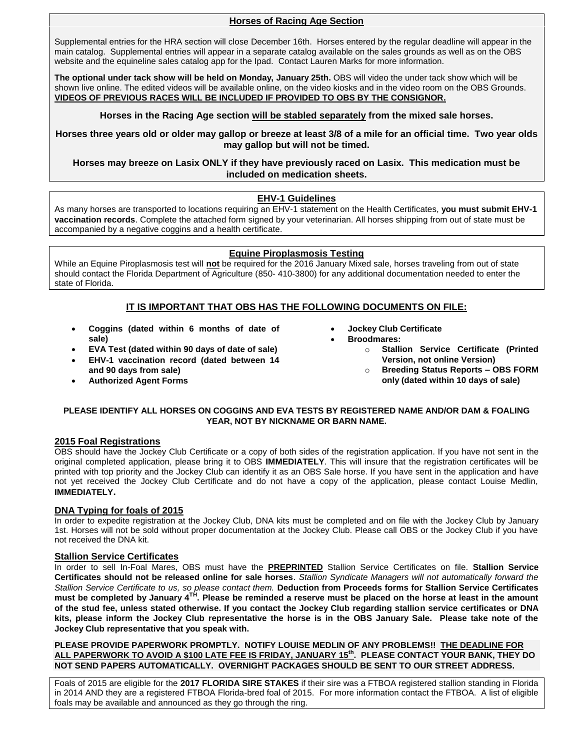## Horses of Racing Age Section

Supplemental entries for the HRA section will close December 16th. Horses entered by the regular deadline will appear in the main catalog. Supplemental entries will appear in a separate catalog available on the sales grounds as well as on the OBS website and the equineline sales catalog app for the Ipad. Contact Lauren Marks for more information.

**The optional under tack show will be held on Monday, January 25th.** OBS will video the under tack show which will be shown live online. The edited videos will be available online, on the video kiosks and in the video room on the OBS Grounds. **VIDEOS OF PREVIOUS RACES WILL BE INCLUDED IF PROVIDED TO OBS BY THE CONSIGNOR.**

**Horses in the Racing Age section will be stabled separately from the mixed sale horses.**

**Horses three years old or older may gallop or breeze at least 3/8 of a mile for an official time. Two year olds may gallop but will not be timed.**

**Horses may breeze on Lasix ONLY if they have previously raced on Lasix. This medication must be included on medication sheets.**

## EHV-1 Guidelines

As many horses are transported to locations requiring an EHV-1 statement on the Health Certificates, **you must submit EHV-1 vaccination records**. Complete the attached form signed by your veterinarian. All horses shipping from out of state must be accompanied by a negative coggins and a health certificate.

## Equine Piroplasmosis Testing

While an Equine Piroplasmosis test will **not** be required for the 2016 January Mixed sale, horses traveling from out of state should contact the Florida Department of Agriculture (850- 410-3800) for any additional documentation needed to enter the state of Florida.

## IT IS IMPORTANT THAT OBS HAS THE FOLLOWING DOCUMENTS ON FILE:

- **Coggins (dated within 6 months of date of sale)**
- **EVA Test (dated within 90 days of date of sale)**
- **EHV-1 vaccination record (dated between 14 and 90 days from sale)**
- **Authorized Agent Forms**
- **Jockey Club Certificate**
- **Broodmares:**
  - **Stallion Service Certificate (Printed Version, not online Version)**
  - **Breeding Status Reports – OBS FORM only (dated within 10 days of sale)**

**PLEASE IDENTIFY ALL HORSES ON COGGINS AND EVA TESTS BY REGISTERED NAME AND/OR DAM & FOALING YEAR, NOT BY NICKNAME OR BARN NAME.**

### 2015 Foal Registrations

OBS should have the Jockey Club Certificate or a copy of both sides of the registration application. If you have not sent in the original completed application, please bring it to OBS **IMMEDIATELY**. This will insure that the registration certificates will be printed with top priority and the Jockey Club can identify it as an OBS Sale horse. If you have sent in the application and have not yet received the Jockey Club Certificate and do not have a copy of the application, please contact Louise Medlin, **IMMEDIATELY.**

### DNA Typing for foals of 2015

In order to expedite registration at the Jockey Club, DNA kits must be completed and on file with the Jockey Club by January 1st. Horses will not be sold without proper documentation at the Jockey Club. Please call OBS or the Jockey Club if you have not received the DNA kit.

### Stallion Service Certificates

In order to sell In-Foal Mares, OBS must have the **PREPRINTED** Stallion Service Certificates on file. **Stallion Service Certificates should not be released online for sale horses**. *Stallion Syndicate Managers will not automatically forward the Stallion Service Certificate to us, so please contact them.* **Deduction from Proceeds forms for Stallion Service Certificates must be completed by January 4TH. Please be reminded a reserve must be placed on the horse at least in the amount of the stud fee, unless stated otherwise. If you contact the Jockey Club regarding stallion service certificates or DNA kits, please inform the Jockey Club representative the horse is in the OBS January Sale. Please take note of the Jockey Club representative that you speak with.**

**PLEASE PROVIDE PAPERWORK PROMPTLY. NOTIFY LOUISE MEDLIN OF ANY PROBLEMS!! THE DEADLINE FOR ALL PAPERWORK TO AVOID A $100 LATE FEE IS FRIDAY, JANUARY 15th. PLEASE CONTACT YOUR BANK, THEY DO NOT SEND PAPERS AUTOMATICALLY. OVERNIGHT PACKAGES SHOULD BE SENT TO OUR STREET ADDRESS.**

Foals of 2015 are eligible for the **2017 FLORIDA SIRE STAKES** if their sire was a FTBOA registered stallion standing in Florida in 2014 AND they are a registered FTBOA Florida-bred foal of 2015. For more information contact the FTBOA. A list of eligible foals may be available and announced as they go through the ring.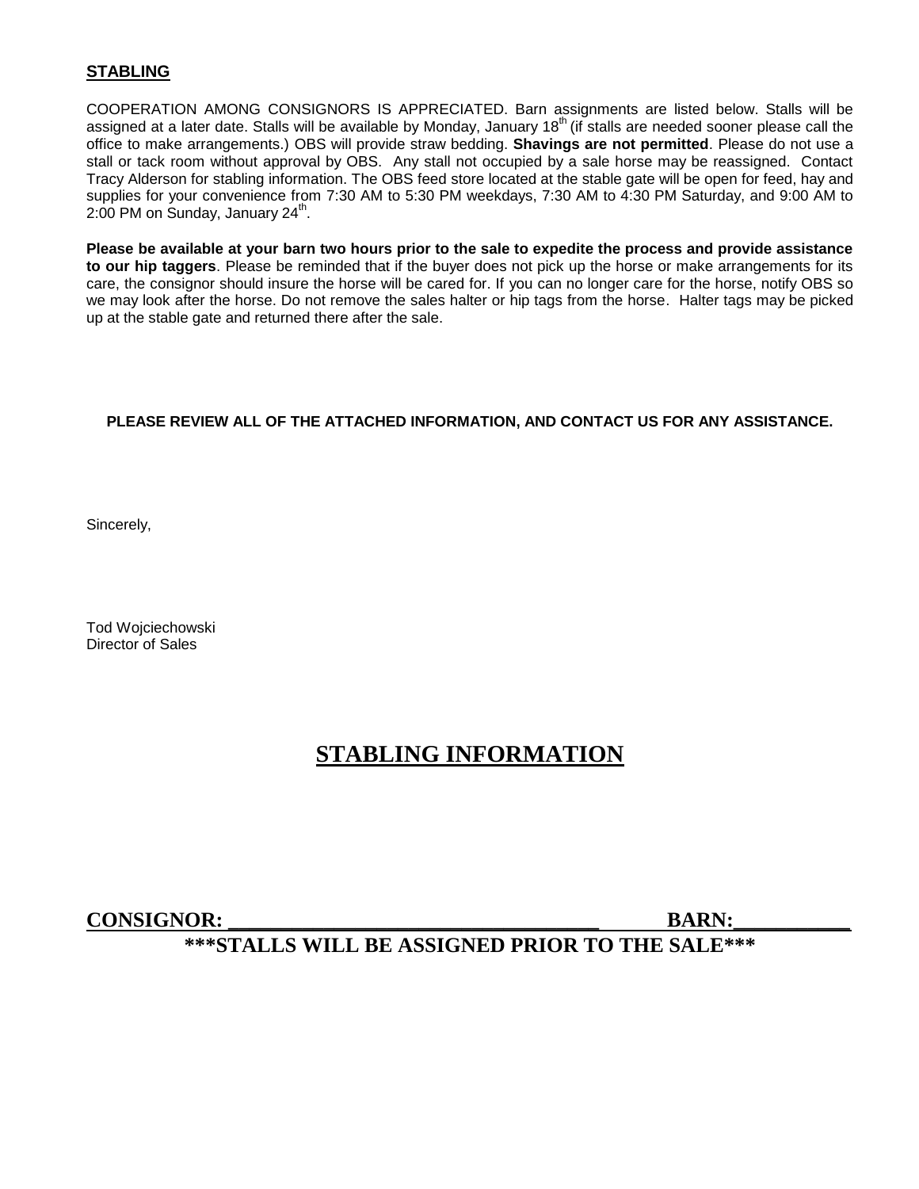**STABLING**

COOPERATION AMONG CONSIGNORS IS APPRECIATED. Barn assignments are listed below. Stalls will be assigned at a later date. Stalls will be available by Monday, January 18th (if stalls are needed sooner please call the office to make arrangements.) OBS will provide straw bedding. **Shavings are not permitted**. Please do not use a stall or tack room without approval by OBS. Any stall not occupied by a sale horse may be reassigned. Contact Tracy Alderson for stabling information. The OBS feed store located at the stable gate will be open for feed, hay and supplies for your convenience from 7:30 AM to 5:30 PM weekdays, 7:30 AM to 4:30 PM Saturday, and 9:00 AM to 2:00 PM on Sunday, January 24th.

**Please be available at your barn two hours prior to the sale to expedite the process and provide assistance to our hip taggers**. Please be reminded that if the buyer does not pick up the horse or make arrangements for its care, the consignor should insure the horse will be cared for. If you can no longer care for the horse, notify OBS so we may look after the horse. Do not remove the sales halter or hip tags from the horse. Halter tags may be picked up at the stable gate and returned there after the sale.

**PLEASE REVIEW ALL OF THE ATTACHED INFORMATION, AND CONTACT US FOR ANY ASSISTANCE.**

Sincerely,

Tod Wojciechowski
Director of Sales

# STABLING INFORMATION

**CONSIGNOR: ___________________________________ BARN:___________**

**\*\*\*STALLS WILL BE ASSIGNED PRIOR TO THE SALE\*\*\***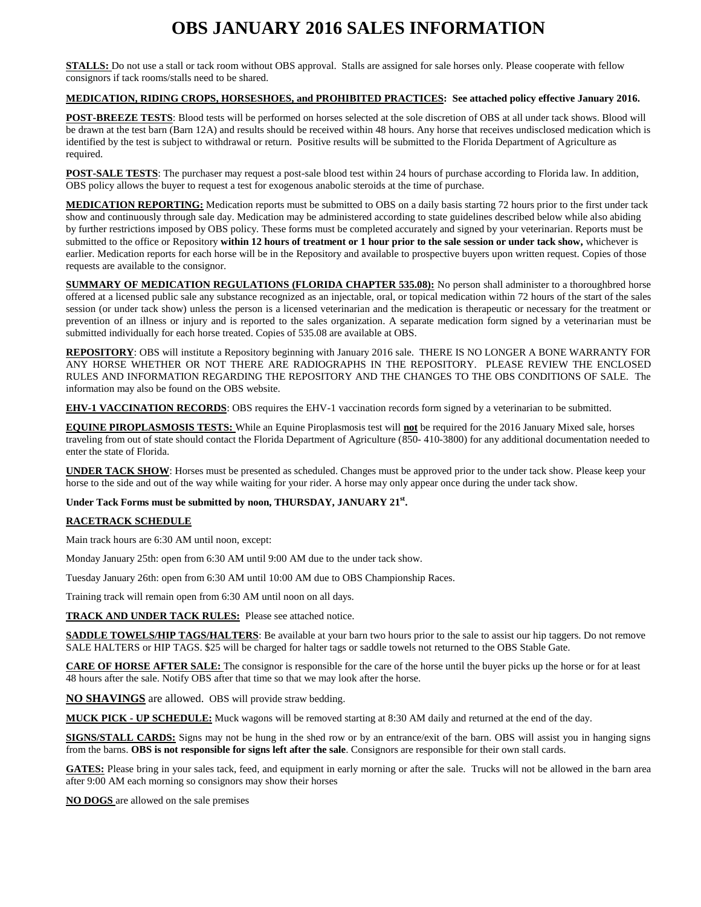# OBS JANUARY 2016 SALES INFORMATION

**STALLS:** Do not use a stall or tack room without OBS approval. Stalls are assigned for sale horses only. Please cooperate with fellow consignors if tack rooms/stalls need to be shared.

**MEDICATION, RIDING CROPS, HORSESHOES, and PROHIBITED PRACTICES: See attached policy effective January 2016.**

**POST-BREEZE TESTS**: Blood tests will be performed on horses selected at the sole discretion of OBS at all under tack shows. Blood will be drawn at the test barn (Barn 12A) and results should be received within 48 hours. Any horse that receives undisclosed medication which is identified by the test is subject to withdrawal or return. Positive results will be submitted to the Florida Department of Agriculture as required.

**POST-SALE TESTS**: The purchaser may request a post-sale blood test within 24 hours of purchase according to Florida law. In addition, OBS policy allows the buyer to request a test for exogenous anabolic steroids at the time of purchase.

**MEDICATION REPORTING:** Medication reports must be submitted to OBS on a daily basis starting 72 hours prior to the first under tack show and continuously through sale day. Medication may be administered according to state guidelines described below while also abiding by further restrictions imposed by OBS policy. These forms must be completed accurately and signed by your veterinarian. Reports must be submitted to the office or Repository **within 12 hours of treatment or 1 hour prior to the sale session or under tack show,** whichever is earlier. Medication reports for each horse will be in the Repository and available to prospective buyers upon written request. Copies of those requests are available to the consignor.

**SUMMARY OF MEDICATION REGULATIONS (FLORIDA CHAPTER 535.08):** No person shall administer to a thoroughbred horse offered at a licensed public sale any substance recognized as an injectable, oral, or topical medication within 72 hours of the start of the sales session (or under tack show) unless the person is a licensed veterinarian and the medication is therapeutic or necessary for the treatment or prevention of an illness or injury and is reported to the sales organization. A separate medication form signed by a veterinarian must be submitted individually for each horse treated. Copies of 535.08 are available at OBS.

**REPOSITORY**: OBS will institute a Repository beginning with January 2016 sale. THERE IS NO LONGER A BONE WARRANTY FOR ANY HORSE WHETHER OR NOT THERE ARE RADIOGRAPHS IN THE REPOSITORY. PLEASE REVIEW THE ENCLOSED RULES AND INFORMATION REGARDING THE REPOSITORY AND THE CHANGES TO THE OBS CONDITIONS OF SALE. The information may also be found on the OBS website.

**EHV-1 VACCINATION RECORDS**: OBS requires the EHV-1 vaccination records form signed by a veterinarian to be submitted.

**EQUINE PIROPLASMOSIS TESTS:** While an Equine Piroplasmosis test will **not** be required for the 2016 January Mixed sale, horses traveling from out of state should contact the Florida Department of Agriculture (850- 410-3800) for any additional documentation needed to enter the state of Florida.

**UNDER TACK SHOW**: Horses must be presented as scheduled. Changes must be approved prior to the under tack show. Please keep your horse to the side and out of the way while waiting for your rider. A horse may only appear once during the under tack show.

**Under Tack Forms must be submitted by noon, THURSDAY, JANUARY 21st.**

**RACETRACK SCHEDULE**

Main track hours are 6:30 AM until noon, except:

Monday January 25th: open from 6:30 AM until 9:00 AM due to the under tack show.

Tuesday January 26th: open from 6:30 AM until 10:00 AM due to OBS Championship Races.

Training track will remain open from 6:30 AM until noon on all days.

**TRACK AND UNDER TACK RULES:** Please see attached notice.

**SADDLE TOWELS/HIP TAGS/HALTERS**: Be available at your barn two hours prior to the sale to assist our hip taggers. Do not remove SALE HALTERS or HIP TAGS. $25 will be charged for halter tags or saddle towels not returned to the OBS Stable Gate.

**CARE OF HORSE AFTER SALE:** The consignor is responsible for the care of the horse until the buyer picks up the horse or for at least 48 hours after the sale. Notify OBS after that time so that we may look after the horse.

**NO SHAVINGS** are allowed. OBS will provide straw bedding.

**MUCK PICK - UP SCHEDULE:** Muck wagons will be removed starting at 8:30 AM daily and returned at the end of the day.

**SIGNS/STALL CARDS:** Signs may not be hung in the shed row or by an entrance/exit of the barn. OBS will assist you in hanging signs from the barns. **OBS is not responsible for signs left after the sale**. Consignors are responsible for their own stall cards.

**GATES:** Please bring in your sales tack, feed, and equipment in early morning or after the sale. Trucks will not be allowed in the barn area after 9:00 AM each morning so consignors may show their horses

**NO DOGS** are allowed on the sale premises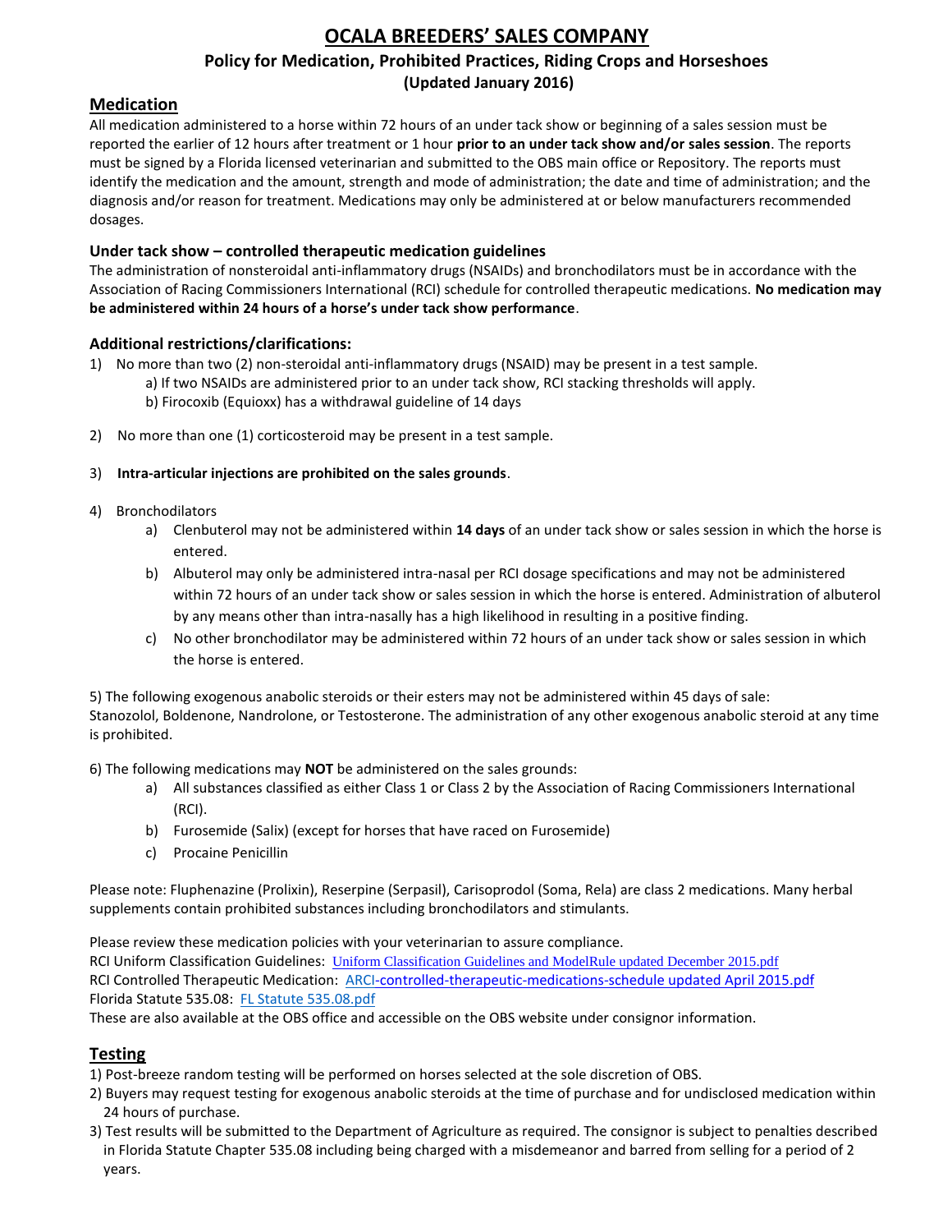# OCALA BREEDERS' SALES COMPANY

### Policy for Medication, Prohibited Practices, Riding Crops and Horseshoes

### (Updated January 2016)

## Medication

All medication administered to a horse within 72 hours of an under tack show or beginning of a sales session must be reported the earlier of 12 hours after treatment or 1 hour **prior to an under tack show and/or sales session**. The reports must be signed by a Florida licensed veterinarian and submitted to the OBS main office or Repository. The reports must identify the medication and the amount, strength and mode of administration; the date and time of administration; and the diagnosis and/or reason for treatment. Medications may only be administered at or below manufacturers recommended dosages.

### Under tack show – controlled therapeutic medication guidelines

The administration of nonsteroidal anti-inflammatory drugs (NSAIDs) and bronchodilators must be in accordance with the Association of Racing Commissioners International (RCI) schedule for controlled therapeutic medications. **No medication may be administered within 24 hours of a horse's under tack show performance**.

### Additional restrictions/clarifications:

1) No more than two (2) non-steroidal anti-inflammatory drugs (NSAID) may be present in a test sample.
   a) If two NSAIDs are administered prior to an under tack show, RCI stacking thresholds will apply.
   b) Firocoxib (Equioxx) has a withdrawal guideline of 14 days

2) No more than one (1) corticosteroid may be present in a test sample.

3) **Intra-articular injections are prohibited on the sales grounds**.

4) Bronchodilators
   a) Clenbuterol may not be administered within **14 days** of an under tack show or sales session in which the horse is entered.
   b) Albuterol may only be administered intra-nasal per RCI dosage specifications and may not be administered within 72 hours of an under tack show or sales session in which the horse is entered. Administration of albuterol by any means other than intra-nasally has a high likelihood in resulting in a positive finding.
   c) No other bronchodilator may be administered within 72 hours of an under tack show or sales session in which the horse is entered.

5) The following exogenous anabolic steroids or their esters may not be administered within 45 days of sale: Stanozolol, Boldenone, Nandrolone, or Testosterone. The administration of any other exogenous anabolic steroid at any time is prohibited.

6) The following medications may **NOT** be administered on the sales grounds:
   a) All substances classified as either Class 1 or Class 2 by the Association of Racing Commissioners International (RCI).
   b) Furosemide (Salix) (except for horses that have raced on Furosemide)
   c) Procaine Penicillin

Please note: Fluphenazine (Prolixin), Reserpine (Serpasil), Carisoprodol (Soma, Rela) are class 2 medications. Many herbal supplements contain prohibited substances including bronchodilators and stimulants.

Please review these medication policies with your veterinarian to assure compliance.
RCI Uniform Classification Guidelines: Uniform Classification Guidelines and ModelRule updated December 2015.pdf
RCI Controlled Therapeutic Medication: ARCI-controlled-therapeutic-medications-schedule updated April 2015.pdf
Florida Statute 535.08: FL Statute 535.08.pdf
These are also available at the OBS office and accessible on the OBS website under consignor information.

## Testing

1) Post-breeze random testing will be performed on horses selected at the sole discretion of OBS.
2) Buyers may request testing for exogenous anabolic steroids at the time of purchase and for undisclosed medication within 24 hours of purchase.
3) Test results will be submitted to the Department of Agriculture as required. The consignor is subject to penalties described in Florida Statute Chapter 535.08 including being charged with a misdemeanor and barred from selling for a period of 2 years.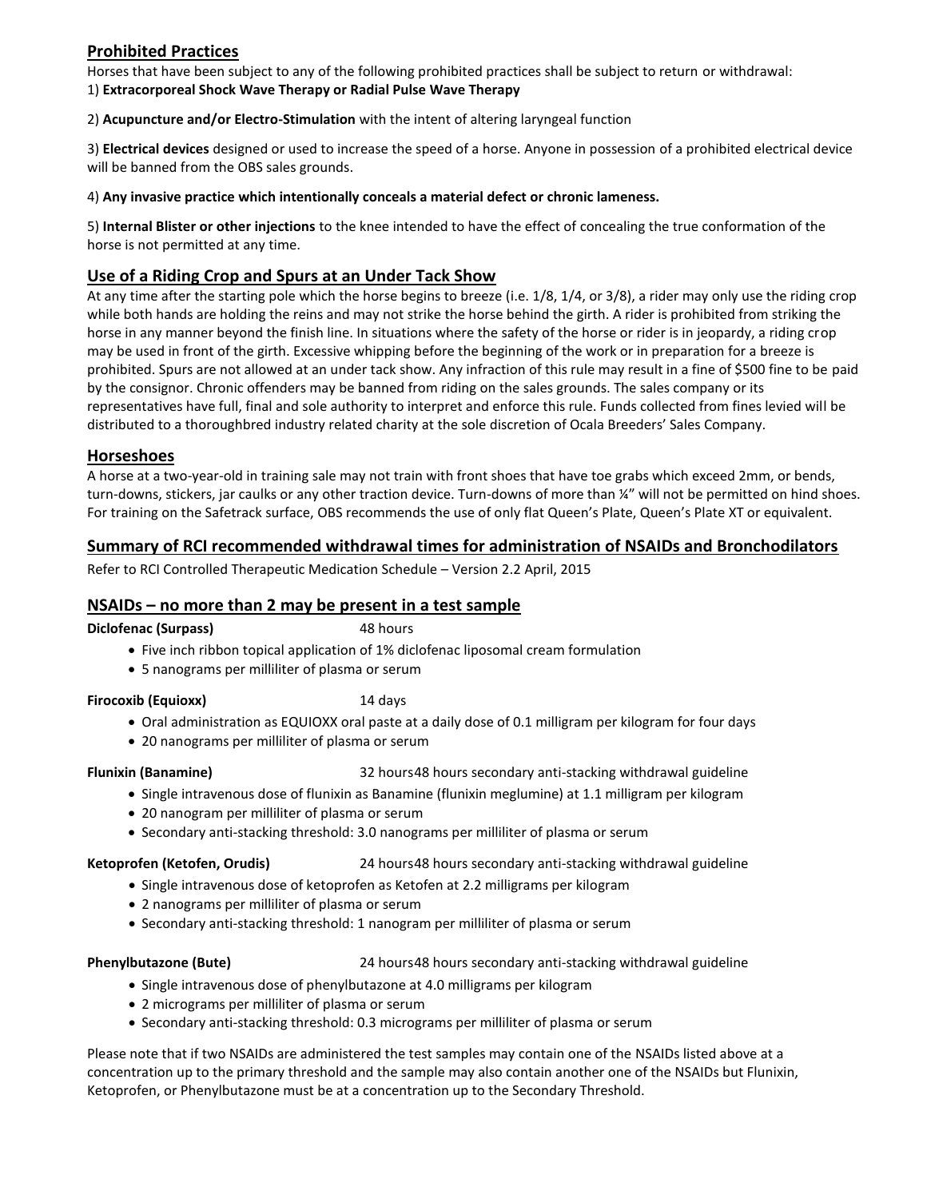## Prohibited Practices

Horses that have been subject to any of the following prohibited practices shall be subject to return or withdrawal:

1) **Extracorporeal Shock Wave Therapy or Radial Pulse Wave Therapy**

2) **Acupuncture and/or Electro-Stimulation** with the intent of altering laryngeal function

3) **Electrical devices** designed or used to increase the speed of a horse. Anyone in possession of a prohibited electrical device will be banned from the OBS sales grounds.

4) **Any invasive practice which intentionally conceals a material defect or chronic lameness.**

5) **Internal Blister or other injections** to the knee intended to have the effect of concealing the true conformation of the horse is not permitted at any time.

## Use of a Riding Crop and Spurs at an Under Tack Show

At any time after the starting pole which the horse begins to breeze (i.e. 1/8, 1/4, or 3/8), a rider may only use the riding crop while both hands are holding the reins and may not strike the horse behind the girth. A rider is prohibited from striking the horse in any manner beyond the finish line. In situations where the safety of the horse or rider is in jeopardy, a riding crop may be used in front of the girth. Excessive whipping before the beginning of the work or in preparation for a breeze is prohibited. Spurs are not allowed at an under tack show. Any infraction of this rule may result in a fine of $500 fine to be paid by the consignor. Chronic offenders may be banned from riding on the sales grounds. The sales company or its representatives have full, final and sole authority to interpret and enforce this rule. Funds collected from fines levied will be distributed to a thoroughbred industry related charity at the sole discretion of Ocala Breeders' Sales Company.

## Horseshoes

A horse at a two-year-old in training sale may not train with front shoes that have toe grabs which exceed 2mm, or bends, turn-downs, stickers, jar caulks or any other traction device. Turn-downs of more than ¼" will not be permitted on hind shoes. For training on the Safetrack surface, OBS recommends the use of only flat Queen's Plate, Queen's Plate XT or equivalent.

## Summary of RCI recommended withdrawal times for administration of NSAIDs and Bronchodilators

Refer to RCI Controlled Therapeutic Medication Schedule – Version 2.2 April, 2015

## NSAIDs – no more than 2 may be present in a test sample

**Diclofenac (Surpass)** 48 hours

- Five inch ribbon topical application of 1% diclofenac liposomal cream formulation
- 5 nanograms per milliliter of plasma or serum

**Firocoxib (Equioxx)** 14 days

- Oral administration as EQUIOXX oral paste at a daily dose of 0.1 milligram per kilogram for four days
- 20 nanograms per milliliter of plasma or serum

**Flunixin (Banamine)** 32 hours48 hours secondary anti-stacking withdrawal guideline

- Single intravenous dose of flunixin as Banamine (flunixin meglumine) at 1.1 milligram per kilogram
- 20 nanogram per milliliter of plasma or serum
- Secondary anti-stacking threshold: 3.0 nanograms per milliliter of plasma or serum

**Ketoprofen (Ketofen, Orudis)** 24 hours48 hours secondary anti-stacking withdrawal guideline

- Single intravenous dose of ketoprofen as Ketofen at 2.2 milligrams per kilogram
- 2 nanograms per milliliter of plasma or serum
- Secondary anti-stacking threshold: 1 nanogram per milliliter of plasma or serum

**Phenylbutazone (Bute)** 24 hours48 hours secondary anti-stacking withdrawal guideline

- Single intravenous dose of phenylbutazone at 4.0 milligrams per kilogram
- 2 micrograms per milliliter of plasma or serum
- Secondary anti-stacking threshold: 0.3 micrograms per milliliter of plasma or serum

Please note that if two NSAIDs are administered the test samples may contain one of the NSAIDs listed above at a concentration up to the primary threshold and the sample may also contain another one of the NSAIDs but Flunixin, Ketoprofen, or Phenylbutazone must be at a concentration up to the Secondary Threshold.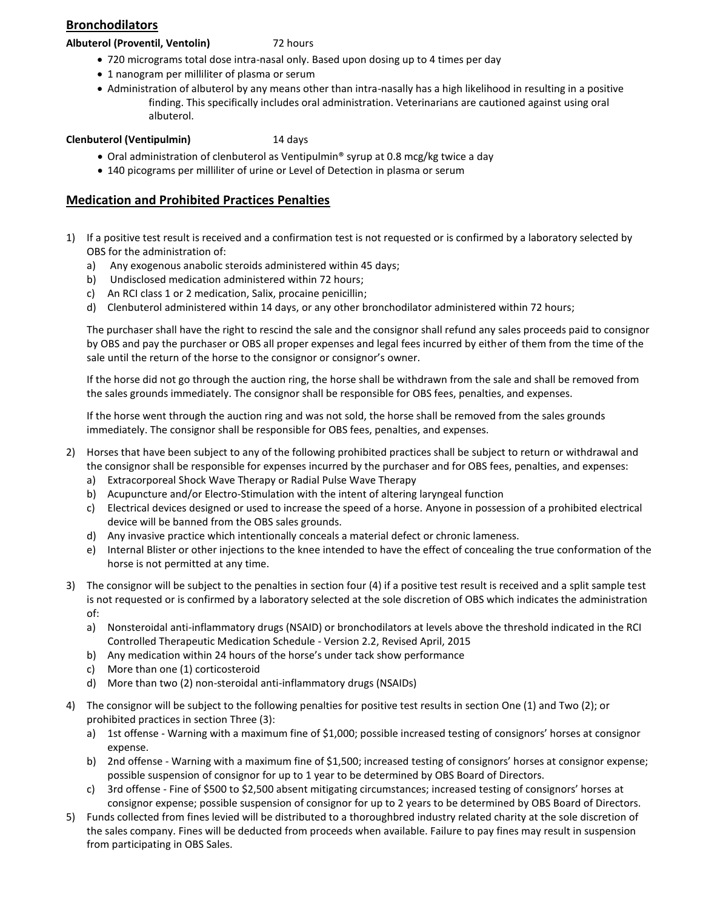## Bronchodilators

**Albuterol (Proventil, Ventolin)** 72 hours

- 720 micrograms total dose intra-nasal only. Based upon dosing up to 4 times per day
- 1 nanogram per milliliter of plasma or serum
- Administration of albuterol by any means other than intra-nasally has a high likelihood in resulting in a positive finding. This specifically includes oral administration. Veterinarians are cautioned against using oral albuterol.

**Clenbuterol (Ventipulmin)** 14 days

- Oral administration of clenbuterol as Ventipulmin® syrup at 0.8 mcg/kg twice a day
- 140 picograms per milliliter of urine or Level of Detection in plasma or serum

## Medication and Prohibited Practices Penalties

1) If a positive test result is received and a confirmation test is not requested or is confirmed by a laboratory selected by OBS for the administration of:
   a) Any exogenous anabolic steroids administered within 45 days;
   b) Undisclosed medication administered within 72 hours;
   c) An RCI class 1 or 2 medication, Salix, procaine penicillin;
   d) Clenbuterol administered within 14 days, or any other bronchodilator administered within 72 hours;

   The purchaser shall have the right to rescind the sale and the consignor shall refund any sales proceeds paid to consignor by OBS and pay the purchaser or OBS all proper expenses and legal fees incurred by either of them from the time of the sale until the return of the horse to the consignor or consignor's owner.

   If the horse did not go through the auction ring, the horse shall be withdrawn from the sale and shall be removed from the sales grounds immediately. The consignor shall be responsible for OBS fees, penalties, and expenses.

   If the horse went through the auction ring and was not sold, the horse shall be removed from the sales grounds immediately. The consignor shall be responsible for OBS fees, penalties, and expenses.

2) Horses that have been subject to any of the following prohibited practices shall be subject to return or withdrawal and the consignor shall be responsible for expenses incurred by the purchaser and for OBS fees, penalties, and expenses:
   a) Extracorporeal Shock Wave Therapy or Radial Pulse Wave Therapy
   b) Acupuncture and/or Electro-Stimulation with the intent of altering laryngeal function
   c) Electrical devices designed or used to increase the speed of a horse. Anyone in possession of a prohibited electrical device will be banned from the OBS sales grounds.
   d) Any invasive practice which intentionally conceals a material defect or chronic lameness.
   e) Internal Blister or other injections to the knee intended to have the effect of concealing the true conformation of the horse is not permitted at any time.

3) The consignor will be subject to the penalties in section four (4) if a positive test result is received and a split sample test is not requested or is confirmed by a laboratory selected at the sole discretion of OBS which indicates the administration of:
   a) Nonsteroidal anti-inflammatory drugs (NSAID) or bronchodilators at levels above the threshold indicated in the RCI Controlled Therapeutic Medication Schedule - Version 2.2, Revised April, 2015
   b) Any medication within 24 hours of the horse's under tack show performance
   c) More than one (1) corticosteroid
   d) More than two (2) non-steroidal anti-inflammatory drugs (NSAIDs)

4) The consignor will be subject to the following penalties for positive test results in section One (1) and Two (2); or prohibited practices in section Three (3):
   a) 1st offense - Warning with a maximum fine of $1,000; possible increased testing of consignors' horses at consignor expense.
   b) 2nd offense - Warning with a maximum fine of $1,500; increased testing of consignors' horses at consignor expense; possible suspension of consignor for up to 1 year to be determined by OBS Board of Directors.
   c) 3rd offense - Fine of $500 to $2,500 absent mitigating circumstances; increased testing of consignors' horses at consignor expense; possible suspension of consignor for up to 2 years to be determined by OBS Board of Directors.

5) Funds collected from fines levied will be distributed to a thoroughbred industry related charity at the sole discretion of the sales company. Fines will be deducted from proceeds when available. Failure to pay fines may result in suspension from participating in OBS Sales.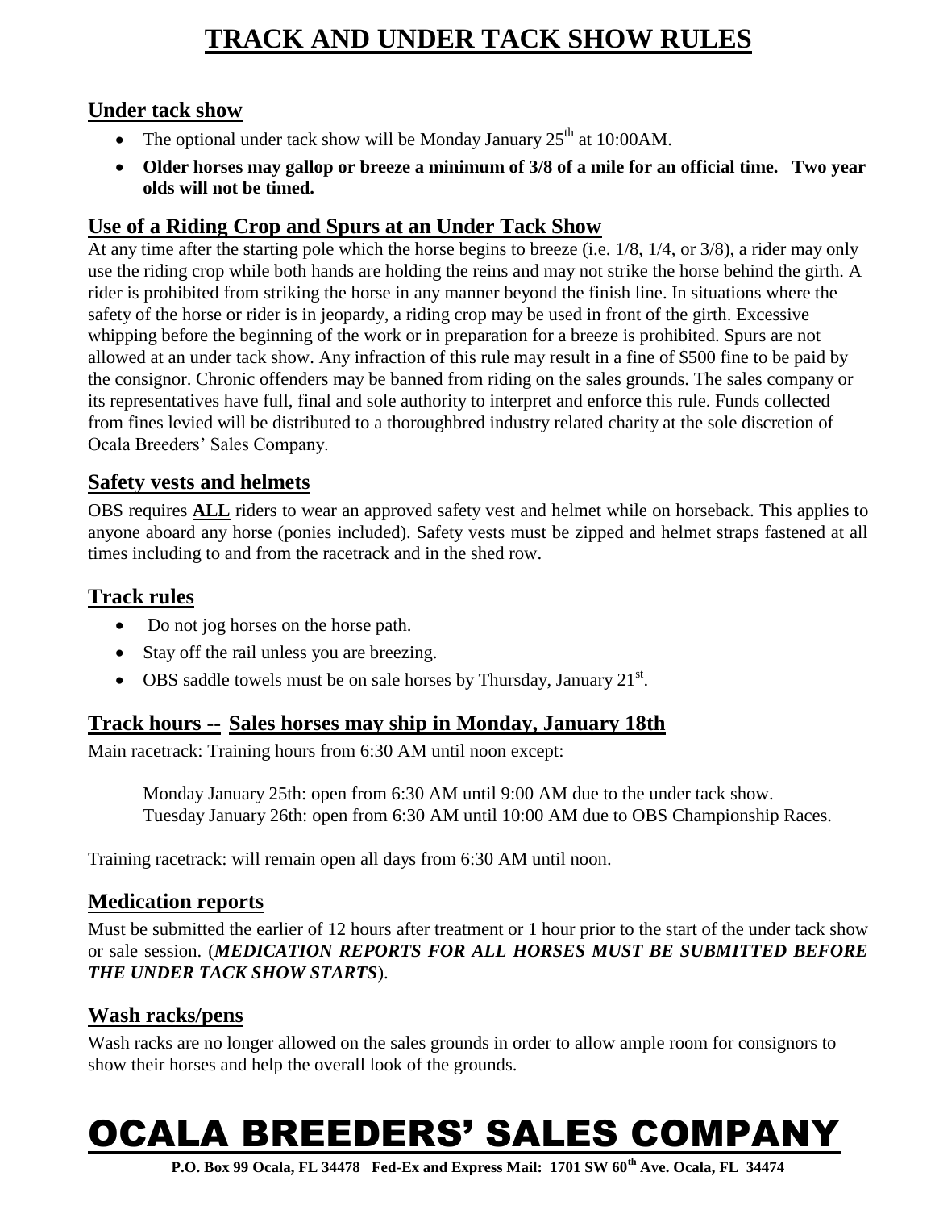# TRACK AND UNDER TACK SHOW RULES

## Under tack show

- The optional under tack show will be Monday January 25th at 10:00AM.
- **Older horses may gallop or breeze a minimum of 3/8 of a mile for an official time. Two year olds will not be timed.**

## Use of a Riding Crop and Spurs at an Under Tack Show

At any time after the starting pole which the horse begins to breeze (i.e. 1/8, 1/4, or 3/8), a rider may only use the riding crop while both hands are holding the reins and may not strike the horse behind the girth. A rider is prohibited from striking the horse in any manner beyond the finish line. In situations where the safety of the horse or rider is in jeopardy, a riding crop may be used in front of the girth. Excessive whipping before the beginning of the work or in preparation for a breeze is prohibited. Spurs are not allowed at an under tack show. Any infraction of this rule may result in a fine of $500 fine to be paid by the consignor. Chronic offenders may be banned from riding on the sales grounds. The sales company or its representatives have full, final and sole authority to interpret and enforce this rule. Funds collected from fines levied will be distributed to a thoroughbred industry related charity at the sole discretion of Ocala Breeders' Sales Company.

## Safety vests and helmets

OBS requires **ALL** riders to wear an approved safety vest and helmet while on horseback. This applies to anyone aboard any horse (ponies included). Safety vests must be zipped and helmet straps fastened at all times including to and from the racetrack and in the shed row.

## Track rules

- Do not jog horses on the horse path.
- Stay off the rail unless you are breezing.
- OBS saddle towels must be on sale horses by Thursday, January 21st.

## Track hours -- Sales horses may ship in Monday, January 18th

Main racetrack: Training hours from 6:30 AM until noon except:

Monday January 25th: open from 6:30 AM until 9:00 AM due to the under tack show.
Tuesday January 26th: open from 6:30 AM until 10:00 AM due to OBS Championship Races.

Training racetrack: will remain open all days from 6:30 AM until noon.

## Medication reports

Must be submitted the earlier of 12 hours after treatment or 1 hour prior to the start of the under tack show or sale session. (***MEDICATION REPORTS FOR ALL HORSES MUST BE SUBMITTED BEFORE THE UNDER TACK SHOW STARTS***).

## Wash racks/pens

Wash racks are no longer allowed on the sales grounds in order to allow ample room for consignors to show their horses and help the overall look of the grounds.

# OCALA BREEDERS' SALES COMPANY

**P.O. Box 99 Ocala, FL 34478 Fed-Ex and Express Mail: 1701 SW 60th Ave. Ocala, FL 34474**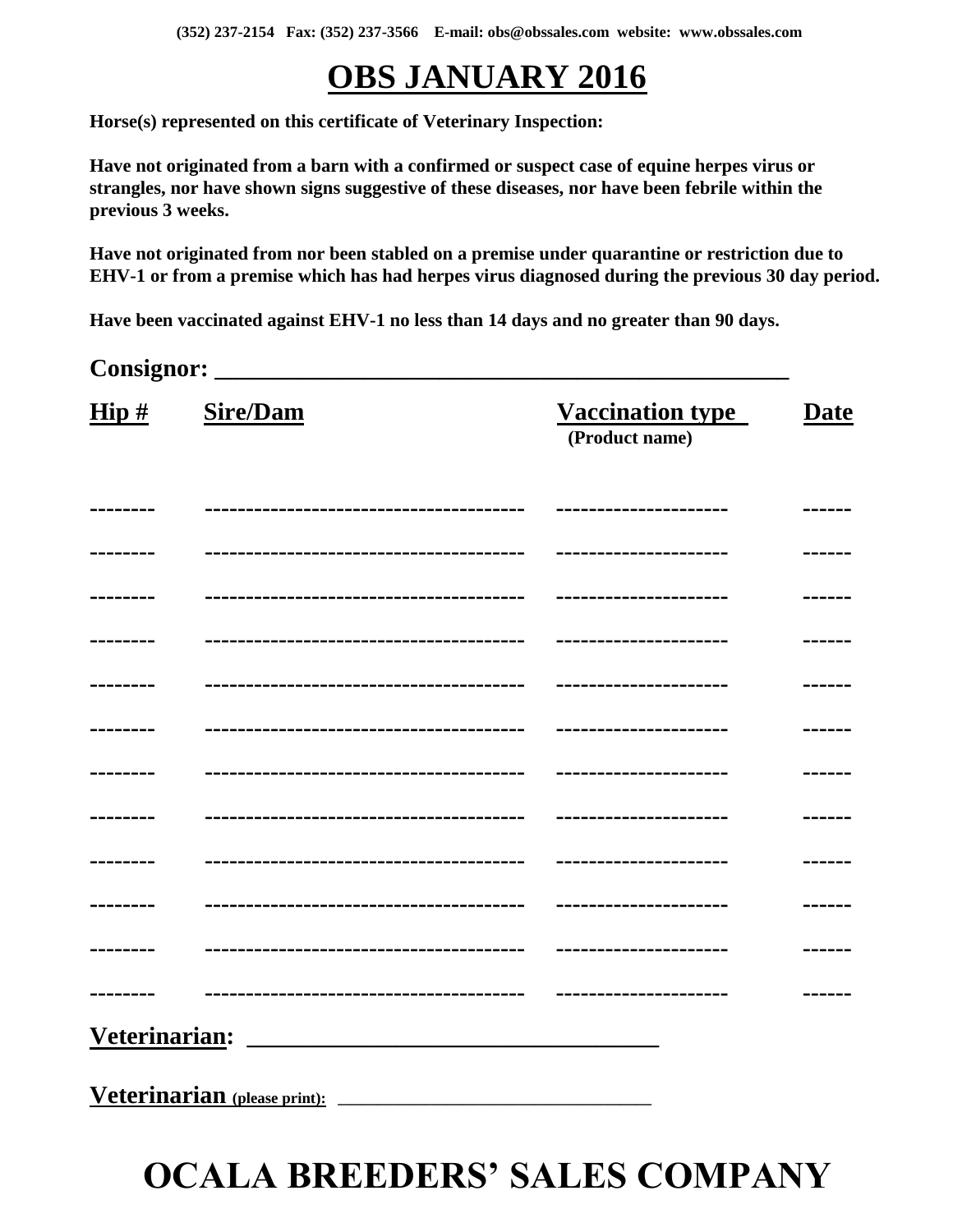(352) 237-2154 Fax: (352) 237-3566 E-mail: obs@obssales.com website: www.obssales.com

# OBS JANUARY 2016

**Horse(s) represented on this certificate of Veterinary Inspection:**

**Have not originated from a barn with a confirmed or suspect case of equine herpes virus or strangles, nor have shown signs suggestive of these diseases, nor have been febrile within the previous 3 weeks.**

**Have not originated from nor been stabled on a premise under quarantine or restriction due to EHV-1 or from a premise which has had herpes virus diagnosed during the previous 30 day period.**

**Have been vaccinated against EHV-1 no less than 14 days and no greater than 90 days.**

**Consignor: \_\_\_\_\_\_\_\_\_\_\_\_\_\_\_\_\_\_\_\_\_\_\_\_\_\_\_\_\_\_\_\_\_\_\_\_\_\_\_\_\_\_\_\_\_\_\_\_**

| Hip # | Sire/Dam | Vaccination type (Product name) | Date |
|---|---|---|---|
| -------- | -------------------------------------- | -------------------- | ------ |
| -------- | -------------------------------------- | -------------------- | ------ |
| -------- | -------------------------------------- | -------------------- | ------ |
| -------- | -------------------------------------- | -------------------- | ------ |
| -------- | -------------------------------------- | -------------------- | ------ |
| -------- | -------------------------------------- | -------------------- | ------ |
| -------- | -------------------------------------- | -------------------- | ------ |
| -------- | -------------------------------------- | -------------------- | ------ |
| -------- | -------------------------------------- | -------------------- | ------ |
| -------- | -------------------------------------- | -------------------- | ------ |
| -------- | -------------------------------------- | -------------------- | ------ |
| -------- | -------------------------------------- | -------------------- | ------ |

**Veterinarian: \_\_\_\_\_\_\_\_\_\_\_\_\_\_\_\_\_\_\_\_\_\_\_\_\_\_\_\_\_\_\_\_\_\_\_**

**Veterinarian (please print): \_\_\_\_\_\_\_\_\_\_\_\_\_\_\_\_\_\_\_\_\_\_\_\_\_\_\_\_\_\_\_\_\_\_**

# OCALA BREEDERS' SALES COMPANY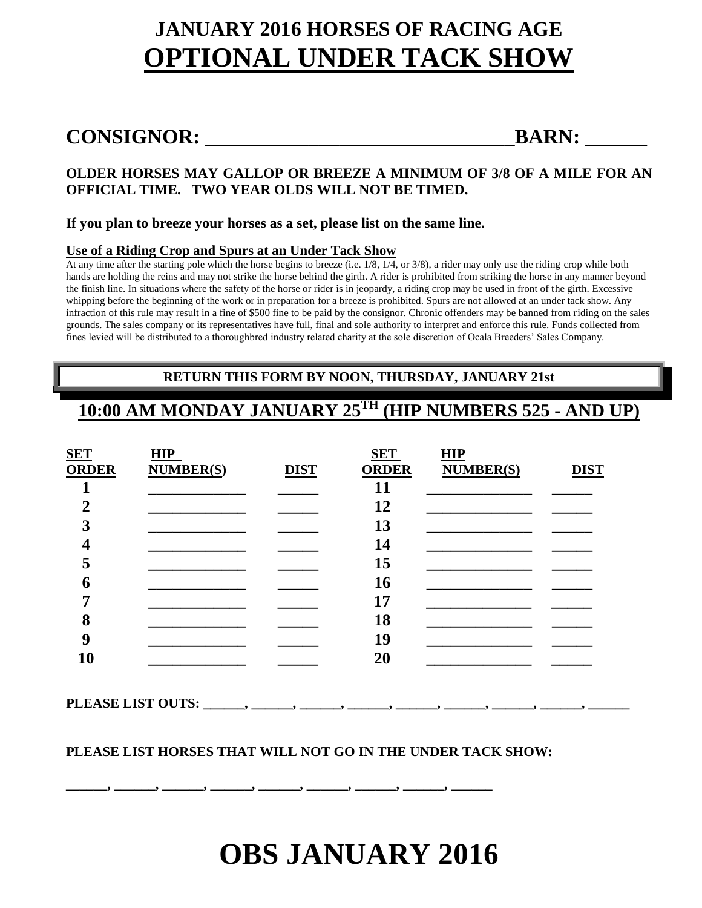# JANUARY 2016 HORSES OF RACING AGE

# OPTIONAL UNDER TACK SHOW

## CONSIGNOR: ______________________________BARN: ______

**OLDER HORSES MAY GALLOP OR BREEZE A MINIMUM OF 3/8 OF A MILE FOR AN OFFICIAL TIME. TWO YEAR OLDS WILL NOT BE TIMED.**

**If you plan to breeze your horses as a set, please list on the same line.**

**Use of a Riding Crop and Spurs at an Under Tack Show**

At any time after the starting pole which the horse begins to breeze (i.e. 1/8, 1/4, or 3/8), a rider may only use the riding crop while both hands are holding the reins and may not strike the horse behind the girth. A rider is prohibited from striking the horse in any manner beyond the finish line. In situations where the safety of the horse or rider is in jeopardy, a riding crop may be used in front of the girth. Excessive whipping before the beginning of the work or in preparation for a breeze is prohibited. Spurs are not allowed at an under tack show. Any infraction of this rule may result in a fine of $500 fine to be paid by the consignor. Chronic offenders may be banned from riding on the sales grounds. The sales company or its representatives have full, final and sole authority to interpret and enforce this rule. Funds collected from fines levied will be distributed to a thoroughbred industry related charity at the sole discretion of Ocala Breeders' Sales Company.

**RETURN THIS FORM BY NOON, THURSDAY, JANUARY 21st**

## 10:00 AM MONDAY JANUARY 25TH (HIP NUMBERS 525 - AND UP)

| SET ORDER | HIP NUMBER(S) | DIST | SET ORDER | HIP NUMBER(S) | DIST |
|---|---|---|---|---|---|
| 1 | ____________ | _____ | 11 | _____________ | _____ |
| 2 | ____________ | _____ | 12 | _____________ | _____ |
| 3 | ____________ | _____ | 13 | _____________ | _____ |
| 4 | ____________ | _____ | 14 | _____________ | _____ |
| 5 | ____________ | _____ | 15 | _____________ | _____ |
| 6 | ____________ | _____ | 16 | _____________ | _____ |
| 7 | ____________ | _____ | 17 | _____________ | _____ |
| 8 | ____________ | _____ | 18 | _____________ | _____ |
| 9 | ____________ | _____ | 19 | _____________ | _____ |
| 10 | ____________ | _____ | 20 | _____________ | _____ |

**PLEASE LIST OUTS: ______, ______, ______, ______, ______, ______, ______, ______, ______**

**PLEASE LIST HORSES THAT WILL NOT GO IN THE UNDER TACK SHOW:**

**______, ______, ______, ______, ______, ______, ______, ______, ______**

# OBS JANUARY 2016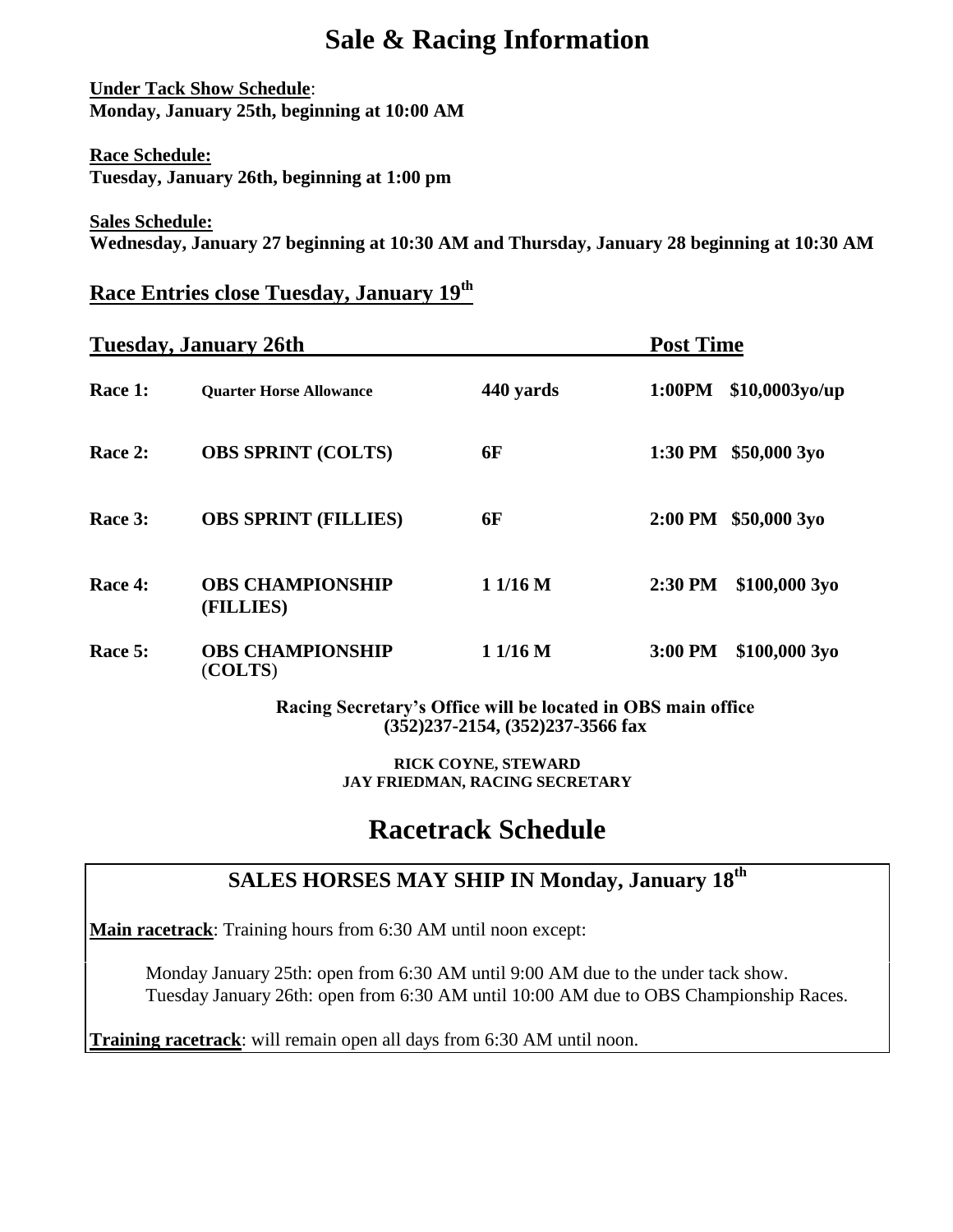# Sale & Racing Information

**Under Tack Show Schedule**:
**Monday, January 25th, beginning at 10:00 AM**

**Race Schedule:**
**Tuesday, January 26th, beginning at 1:00 pm**

**Sales Schedule:**
**Wednesday, January 27 beginning at 10:30 AM and Thursday, January 28 beginning at 10:30 AM**

## Race Entries close Tuesday, January 19th

| Tuesday, January 26th | | | Post Time | |
|---|---|---|---|---|
| **Race 1:** | **Quarter Horse Allowance** | **440 yards** | **1:00PM** | **$10,0003yo/up** |
| **Race 2:** | **OBS SPRINT (COLTS)** | **6F** | **1:30 PM** | **$50,000 3yo** |
| **Race 3:** | **OBS SPRINT (FILLIES)** | **6F** | **2:00 PM** | **$50,000 3yo** |
| **Race 4:** | **OBS CHAMPIONSHIP (FILLIES)** | **1 1/16 M** | **2:30 PM** | **$100,000 3yo** |
| **Race 5:** | **OBS CHAMPIONSHIP (COLTS)** | **1 1/16 M** | **3:00 PM** | **$100,000 3yo** |

**Racing Secretary's Office will be located in OBS main office**
**(352)237-2154, (352)237-3566 fax**

**RICK COYNE, STEWARD**
**JAY FRIEDMAN, RACING SECRETARY**

# Racetrack Schedule

## SALES HORSES MAY SHIP IN Monday, January 18th

**Main racetrack**: Training hours from 6:30 AM until noon except:

Monday January 25th: open from 6:30 AM until 9:00 AM due to the under tack show.
Tuesday January 26th: open from 6:30 AM until 10:00 AM due to OBS Championship Races.

**Training racetrack**: will remain open all days from 6:30 AM until noon.